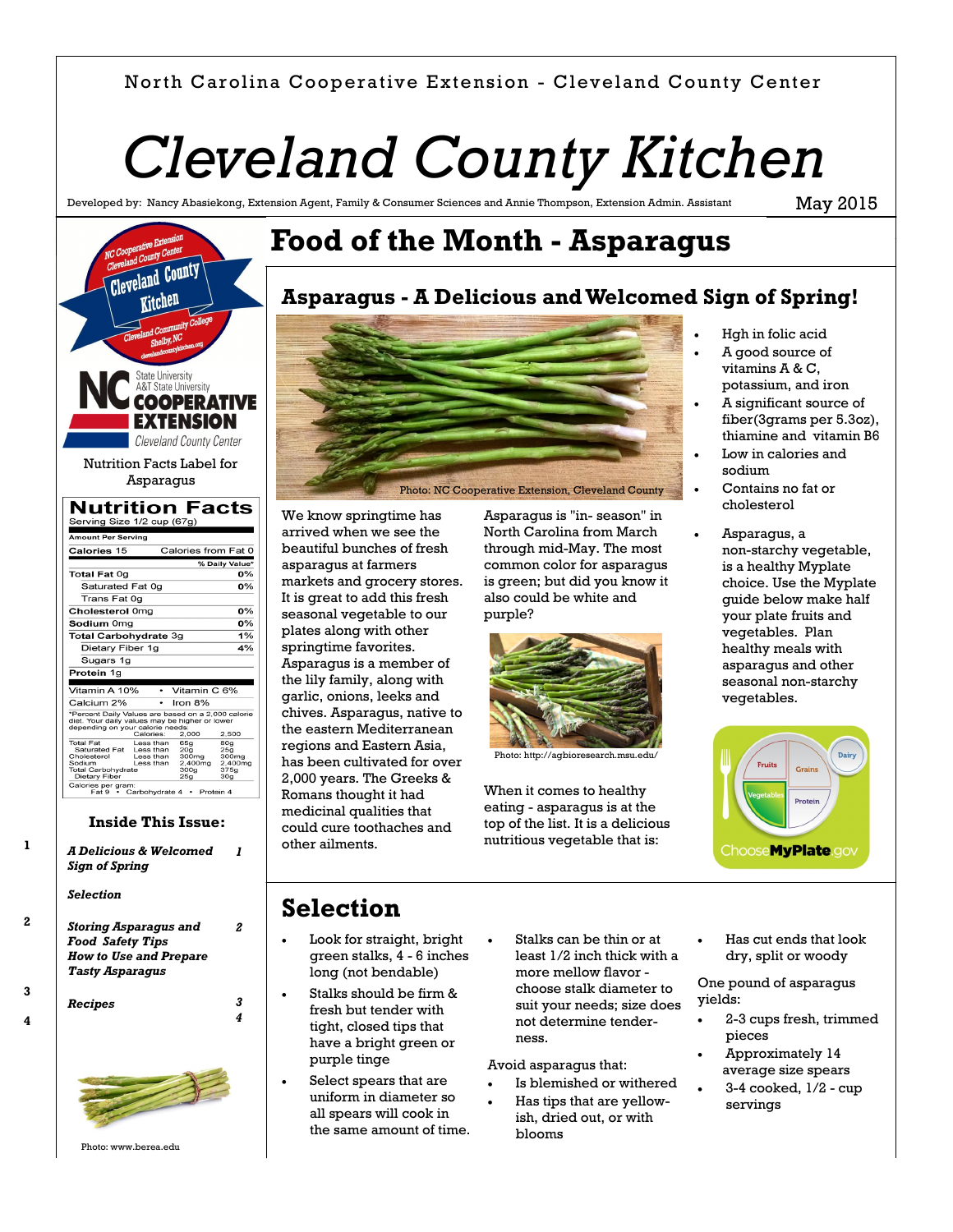North Carolina Cooperative Extension - Cleveland County Center

# Cleveland County Kitchen

Developed by: Nancy Abasiekong, Extension Agent, Family & Consumer Sciences and Annie Thompson, Extension Admin. Assistant

May 2015

Nutrition Facts Label for Asparagus

| Nutrition Facts | |
|---|---|
| Serving Size 1/2 cup (67g) | |
| **Amount Per Serving** | |
| **Calories** 15 | Calories from Fat 0 |
| | **% Daily Value*** |
| **Total Fat** 0g | **0%** |
| Saturated Fat 0g | **0%** |
| Trans Fat 0g | |
| **Cholesterol** 0mg | **0%** |
| **Sodium** 0mg | **0%** |
| **Total Carbohydrate** 3g | **1%** |
| Dietary Fiber 1g | **4%** |
| Sugars 1g | |
| **Protein** 1g | |
| Vitamin A 10% • Vitamin C 6% | |
| Calcium 2% • Iron 8% | |

*Percent Daily Values are based on a 2,000 calorie diet. Your daily values may be higher or lower depending on your calorie needs:

| | | 2,000 | 2,500 |
|---|---|---|---|
| Total Fat | Less than | 65g | 80g |
| Saturated Fat | Less than | 20g | 25g |
| Cholesterol | Less than | 300mg | 300mg |
| Sodium | Less than | 2,400mg | 2,400mg |
| Total Carbohydrate | | 300g | 375g |
| Dietary Fiber | | 25g | 30g |

Calories per gram:
Fat 9 • Carbohydrate 4 • Protein 4

### Inside This Issue:

| | |
|---|---|
| *A Delicious & Welcomed Sign of Spring* | 1 |
| *Selection* | |
| *Storing Asparagus and Food Safety Tips* | 2 |
| *How to Use and Prepare Tasty Asparagus* | |
| *Recipes* | 3 4 |

Photo: www.berea.edu

# Food of the Month - Asparagus

## Asparagus - A Delicious and Welcomed Sign of Spring!

Photo: NC Cooperative Extension, Cleveland County

We know springtime has arrived when we see the beautiful bunches of fresh asparagus at farmers markets and grocery stores. It is great to add this fresh seasonal vegetable to our plates along with other springtime favorites. Asparagus is a member of the lily family, along with garlic, onions, leeks and chives. Asparagus, native to the eastern Mediterranean regions and Eastern Asia, has been cultivated for over 2,000 years. The Greeks & Romans thought it had medicinal qualities that could cure toothaches and other ailments.

Asparagus is "in- season" in North Carolina from March through mid-May. The most common color for asparagus is green; but did you know it also could be white and purple?

Photo: http://agbioresearch.msu.edu/

When it comes to healthy eating - asparagus is at the top of the list. It is a delicious nutritious vegetable that is:

- Hgh in folic acid
- A good source of vitamins A & C, potassium, and iron
- A significant source of fiber(3grams per 5.3oz), thiamine and vitamin B6
- Low in calories and sodium
- Contains no fat or cholesterol
- Asparagus, a non-starchy vegetable, is a healthy Myplate choice. Use the Myplate guide below make half your plate fruits and vegetables. Plan healthy meals with asparagus and other seasonal non-starchy vegetables.

## Selection

- Look for straight, bright green stalks, 4 - 6 inches long (not bendable)
- Stalks should be firm & fresh but tender with tight, closed tips that have a bright green or purple tinge
- Select spears that are uniform in diameter so all spears will cook in the same amount of time.
- Stalks can be thin or at least 1/2 inch thick with a more mellow flavor - choose stalk diameter to suit your needs; size does not determine tender-ness.

Avoid asparagus that:

- Is blemished or withered
- Has tips that are yellow-ish, dried out, or with blooms
- Has cut ends that look dry, split or woody

One pound of asparagus yields:

- 2-3 cups fresh, trimmed pieces
- Approximately 14 average size spears
- 3-4 cooked, 1/2 - cup servings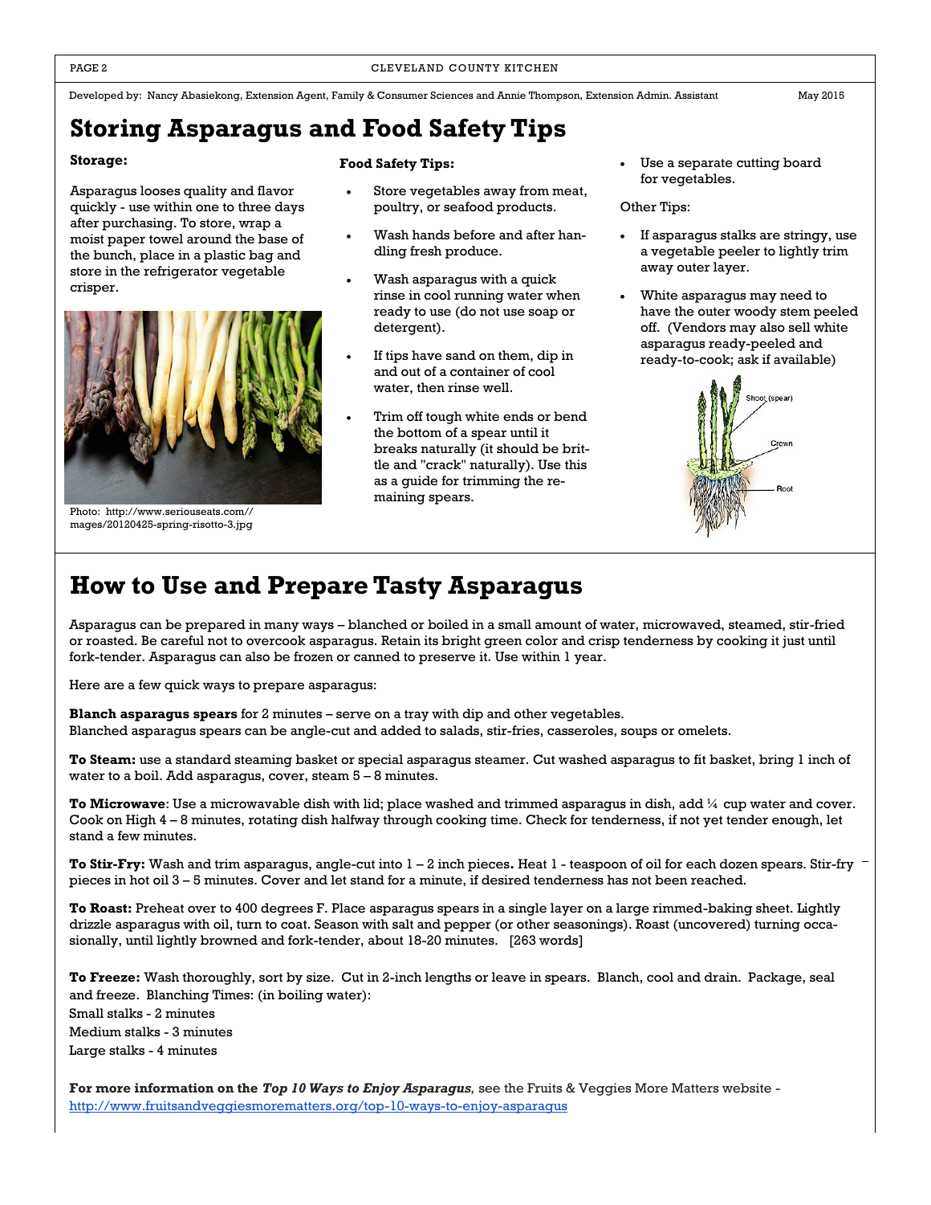Developed by: Nancy Abasiekong, Extension Agent, Family & Consumer Sciences and Annie Thompson, Extension Admin. Assistant May 2015

# Storing Asparagus and Food Safety Tips

**Storage:**

Asparagus looses quality and flavor quickly - use within one to three days after purchasing. To store, wrap a moist paper towel around the base of the bunch, place in a plastic bag and store in the refrigerator vegetable crisper.

Photo: http://www.seriouseats.com//mages/20120425-spring-risotto-3.jpg

**Food Safety Tips:**

- Store vegetables away from meat, poultry, or seafood products.
- Wash hands before and after handling fresh produce.
- Wash asparagus with a quick rinse in cool running water when ready to use (do not use soap or detergent).
- If tips have sand on them, dip in and out of a container of cool water, then rinse well.
- Trim off tough white ends or bend the bottom of a spear until it breaks naturally (it should be brittle and "crack" naturally). Use this as a guide for trimming the remaining spears.
- Use a separate cutting board for vegetables.

Other Tips:

- If asparagus stalks are stringy, use a vegetable peeler to lightly trim away outer layer.
- White asparagus may need to have the outer woody stem peeled off. (Vendors may also sell white asparagus ready-peeled and ready-to-cook; ask if available)

Shoot (spear)
Crown
Root

# How to Use and Prepare Tasty Asparagus

Asparagus can be prepared in many ways – blanched or boiled in a small amount of water, microwaved, steamed, stir-fried or roasted. Be careful not to overcook asparagus. Retain its bright green color and crisp tenderness by cooking it just until fork-tender. Asparagus can also be frozen or canned to preserve it. Use within 1 year.

Here are a few quick ways to prepare asparagus:

**Blanch asparagus spears** for 2 minutes – serve on a tray with dip and other vegetables.
Blanched asparagus spears can be angle-cut and added to salads, stir-fries, casseroles, soups or omelets.

**To Steam:** use a standard steaming basket or special asparagus steamer. Cut washed asparagus to fit basket, bring 1 inch of water to a boil. Add asparagus, cover, steam 5 – 8 minutes.

**To Microwave**: Use a microwavable dish with lid; place washed and trimmed asparagus in dish, add ¼ cup water and cover. Cook on High 4 – 8 minutes, rotating dish halfway through cooking time. Check for tenderness, if not yet tender enough, let stand a few minutes.

**To Stir-Fry:** Wash and trim asparagus, angle-cut into 1 – 2 inch pieces**.** Heat 1 - teaspoon of oil for each dozen spears. Stir-fry pieces in hot oil 3 – 5 minutes. Cover and let stand for a minute, if desired tenderness has not been reached.

**To Roast:** Preheat over to 400 degrees F. Place asparagus spears in a single layer on a large rimmed-baking sheet. Lightly drizzle asparagus with oil, turn to coat. Season with salt and pepper (or other seasonings). Roast (uncovered) turning occasionally, until lightly browned and fork-tender, about 18-20 minutes. [263 words]

**To Freeze:** Wash thoroughly, sort by size. Cut in 2-inch lengths or leave in spears. Blanch, cool and drain. Package, seal and freeze. Blanching Times: (in boiling water):
Small stalks - 2 minutes
Medium stalks - 3 minutes
Large stalks - 4 minutes

**For more information on the *Top 10 Ways to Enjoy Asparagus,*** see the Fruits & Veggies More Matters website - http://www.fruitsandveggiesmorematters.org/top-10-ways-to-enjoy-asparagus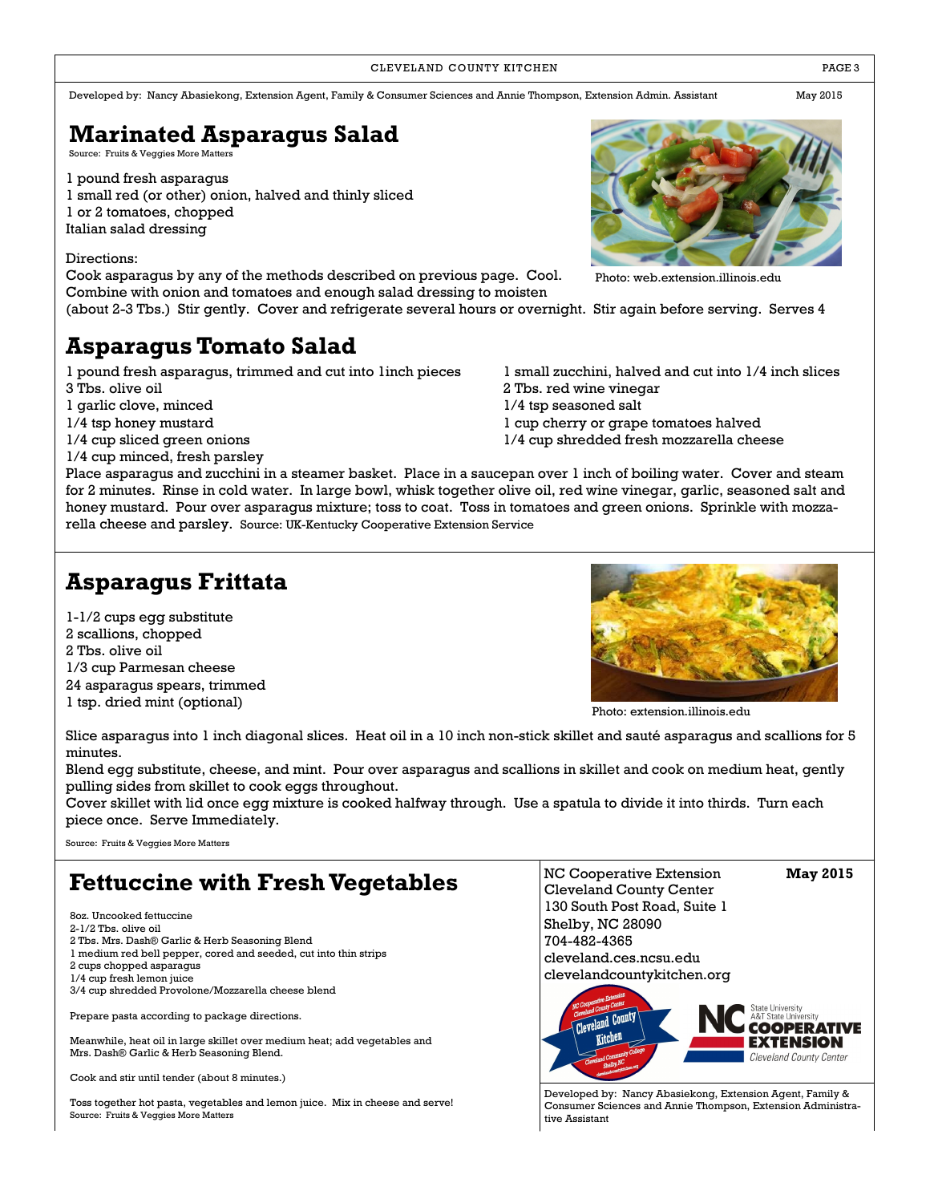Developed by: Nancy Abasiekong, Extension Agent, Family & Consumer Sciences and Annie Thompson, Extension Admin. Assistant May 2015

# Marinated Asparagus Salad

Source: Fruits & Veggies More Matters

1 pound fresh asparagus
1 small red (or other) onion, halved and thinly sliced
1 or 2 tomatoes, chopped
Italian salad dressing

Directions:
Cook asparagus by any of the methods described on previous page. Cool. Combine with onion and tomatoes and enough salad dressing to moisten (about 2-3 Tbs.) Stir gently. Cover and refrigerate several hours or overnight. Stir again before serving. Serves 4

Photo: web.extension.illinois.edu

# Asparagus Tomato Salad

1 pound fresh asparagus, trimmed and cut into 1inch pieces
3 Tbs. olive oil
1 garlic clove, minced
1/4 tsp honey mustard
1/4 cup sliced green onions
1/4 cup minced, fresh parsley
1 small zucchini, halved and cut into 1/4 inch slices
2 Tbs. red wine vinegar
1/4 tsp seasoned salt
1 cup cherry or grape tomatoes halved
1/4 cup shredded fresh mozzarella cheese

Place asparagus and zucchini in a steamer basket. Place in a saucepan over 1 inch of boiling water. Cover and steam for 2 minutes. Rinse in cold water. In large bowl, whisk together olive oil, red wine vinegar, garlic, seasoned salt and honey mustard. Pour over asparagus mixture; toss to coat. Toss in tomatoes and green onions. Sprinkle with mozzarella cheese and parsley. Source: UK-Kentucky Cooperative Extension Service

# Asparagus Frittata

1-1/2 cups egg substitute
2 scallions, chopped
2 Tbs. olive oil
1/3 cup Parmesan cheese
24 asparagus spears, trimmed
1 tsp. dried mint (optional)

Photo: extension.illinois.edu

Slice asparagus into 1 inch diagonal slices. Heat oil in a 10 inch non-stick skillet and sauté asparagus and scallions for 5 minutes.
Blend egg substitute, cheese, and mint. Pour over asparagus and scallions in skillet and cook on medium heat, gently pulling sides from skillet to cook eggs throughout.
Cover skillet with lid once egg mixture is cooked halfway through. Use a spatula to divide it into thirds. Turn each piece once. Serve Immediately.

Source: Fruits & Veggies More Matters

# Fettuccine with Fresh Vegetables

8oz. Uncooked fettuccine
2-1/2 Tbs. olive oil
2 Tbs. Mrs. Dash® Garlic & Herb Seasoning Blend
1 medium red bell pepper, cored and seeded, cut into thin strips
2 cups chopped asparagus
1/4 cup fresh lemon juice
3/4 cup shredded Provolone/Mozzarella cheese blend

Prepare pasta according to package directions.

Meanwhile, heat oil in large skillet over medium heat; add vegetables and Mrs. Dash® Garlic & Herb Seasoning Blend.

Cook and stir until tender (about 8 minutes.)

Toss together hot pasta, vegetables and lemon juice. Mix in cheese and serve!
Source: Fruits & Veggies More Matters

NC Cooperative Extension
Cleveland County Center
130 South Post Road, Suite 1
Shelby, NC 28090
704-482-4365
cleveland.ces.ncsu.edu
clevelandcountykitchen.org

**May 2015**

Developed by: Nancy Abasiekong, Extension Agent, Family & Consumer Sciences and Annie Thompson, Extension Administrative Assistant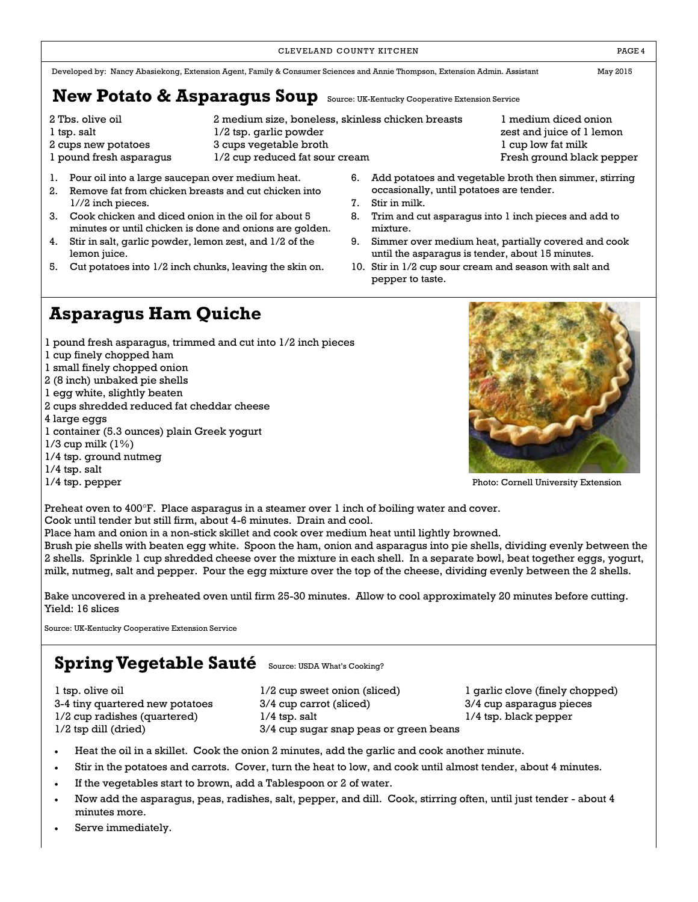Developed by: Nancy Abasiekong, Extension Agent, Family & Consumer Sciences and Annie Thompson, Extension Admin. Assistant May 2015

## New Potato & Asparagus Soup

Source: UK-Kentucky Cooperative Extension Service

- 2 Tbs. olive oil
- 1 tsp. salt
- 2 cups new potatoes
- 1 pound fresh asparagus
- 2 medium size, boneless, skinless chicken breasts
- 1/2 tsp. garlic powder
- 3 cups vegetable broth
- 1/2 cup reduced fat sour cream
- 1 medium diced onion
- zest and juice of 1 lemon
- 1 cup low fat milk
- Fresh ground black pepper

1. Pour oil into a large saucepan over medium heat.
2. Remove fat from chicken breasts and cut chicken into 1//2 inch pieces.
3. Cook chicken and diced onion in the oil for about 5 minutes or until chicken is done and onions are golden.
4. Stir in salt, garlic powder, lemon zest, and 1/2 of the lemon juice.
5. Cut potatoes into 1/2 inch chunks, leaving the skin on.
6. Add potatoes and vegetable broth then simmer, stirring occasionally, until potatoes are tender.
7. Stir in milk.
8. Trim and cut asparagus into 1 inch pieces and add to mixture.
9. Simmer over medium heat, partially covered and cook until the asparagus is tender, about 15 minutes.
10. Stir in 1/2 cup sour cream and season with salt and pepper to taste.

## Asparagus Ham Quiche

1 pound fresh asparagus, trimmed and cut into 1/2 inch pieces
1 cup finely chopped ham
1 small finely chopped onion
2 (8 inch) unbaked pie shells
1 egg white, slightly beaten
2 cups shredded reduced fat cheddar cheese
4 large eggs
1 container (5.3 ounces) plain Greek yogurt
1/3 cup milk (1%)
1/4 tsp. ground nutmeg
1/4 tsp. salt
1/4 tsp. pepper

Photo: Cornell University Extension

Preheat oven to 400°F. Place asparagus in a steamer over 1 inch of boiling water and cover. Cook until tender but still firm, about 4-6 minutes. Drain and cool.
Place ham and onion in a non-stick skillet and cook over medium heat until lightly browned.
Brush pie shells with beaten egg white. Spoon the ham, onion and asparagus into pie shells, dividing evenly between the 2 shells. Sprinkle 1 cup shredded cheese over the mixture in each shell. In a separate bowl, beat together eggs, yogurt, milk, nutmeg, salt and pepper. Pour the egg mixture over the top of the cheese, dividing evenly between the 2 shells.

Bake uncovered in a preheated oven until firm 25-30 minutes. Allow to cool approximately 20 minutes before cutting.
Yield: 16 slices

Source: UK-Kentucky Cooperative Extension Service

## Spring Vegetable Sauté

Source: USDA What's Cooking?

- 1 tsp. olive oil
- 3-4 tiny quartered new potatoes
- 1/2 cup radishes (quartered)
- 1/2 tsp dill (dried)
- 1/2 cup sweet onion (sliced)
- 3/4 cup carrot (sliced)
- 1/4 tsp. salt
- 3/4 cup sugar snap peas or green beans
- 1 garlic clove (finely chopped)
- 3/4 cup asparagus pieces
- 1/4 tsp. black pepper

- Heat the oil in a skillet. Cook the onion 2 minutes, add the garlic and cook another minute.
- Stir in the potatoes and carrots. Cover, turn the heat to low, and cook until almost tender, about 4 minutes.
- If the vegetables start to brown, add a Tablespoon or 2 of water.
- Now add the asparagus, peas, radishes, salt, pepper, and dill. Cook, stirring often, until just tender - about 4 minutes more.
- Serve immediately.